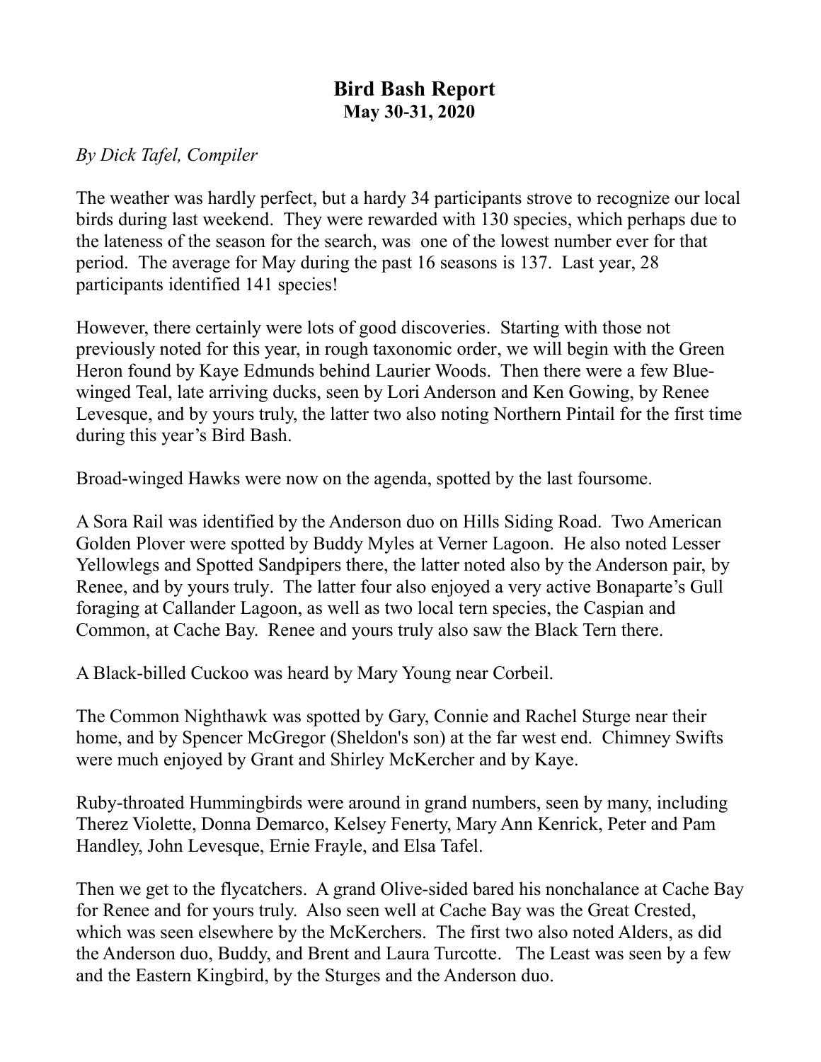# Bird Bash Report

## May 30-31, 2020

*By Dick Tafel, Compiler*

The weather was hardly perfect, but a hardy 34 participants strove to recognize our local birds during last weekend. They were rewarded with 130 species, which perhaps due to the lateness of the season for the search, was one of the lowest number ever for that period. The average for May during the past 16 seasons is 137. Last year, 28 participants identified 141 species!

However, there certainly were lots of good discoveries. Starting with those not previously noted for this year, in rough taxonomic order, we will begin with the Green Heron found by Kaye Edmunds behind Laurier Woods. Then there were a few Blue-winged Teal, late arriving ducks, seen by Lori Anderson and Ken Gowing, by Renee Levesque, and by yours truly, the latter two also noting Northern Pintail for the first time during this year's Bird Bash.

Broad-winged Hawks were now on the agenda, spotted by the last foursome.

A Sora Rail was identified by the Anderson duo on Hills Siding Road. Two American Golden Plover were spotted by Buddy Myles at Verner Lagoon. He also noted Lesser Yellowlegs and Spotted Sandpipers there, the latter noted also by the Anderson pair, by Renee, and by yours truly. The latter four also enjoyed a very active Bonaparte's Gull foraging at Callander Lagoon, as well as two local tern species, the Caspian and Common, at Cache Bay. Renee and yours truly also saw the Black Tern there.

A Black-billed Cuckoo was heard by Mary Young near Corbeil.

The Common Nighthawk was spotted by Gary, Connie and Rachel Sturge near their home, and by Spencer McGregor (Sheldon's son) at the far west end. Chimney Swifts were much enjoyed by Grant and Shirley McKercher and by Kaye.

Ruby-throated Hummingbirds were around in grand numbers, seen by many, including Therez Violette, Donna Demarco, Kelsey Fenerty, Mary Ann Kenrick, Peter and Pam Handley, John Levesque, Ernie Frayle, and Elsa Tafel.

Then we get to the flycatchers. A grand Olive-sided bared his nonchalance at Cache Bay for Renee and for yours truly. Also seen well at Cache Bay was the Great Crested, which was seen elsewhere by the McKerchers. The first two also noted Alders, as did the Anderson duo, Buddy, and Brent and Laura Turcotte. The Least was seen by a few and the Eastern Kingbird, by the Sturges and the Anderson duo.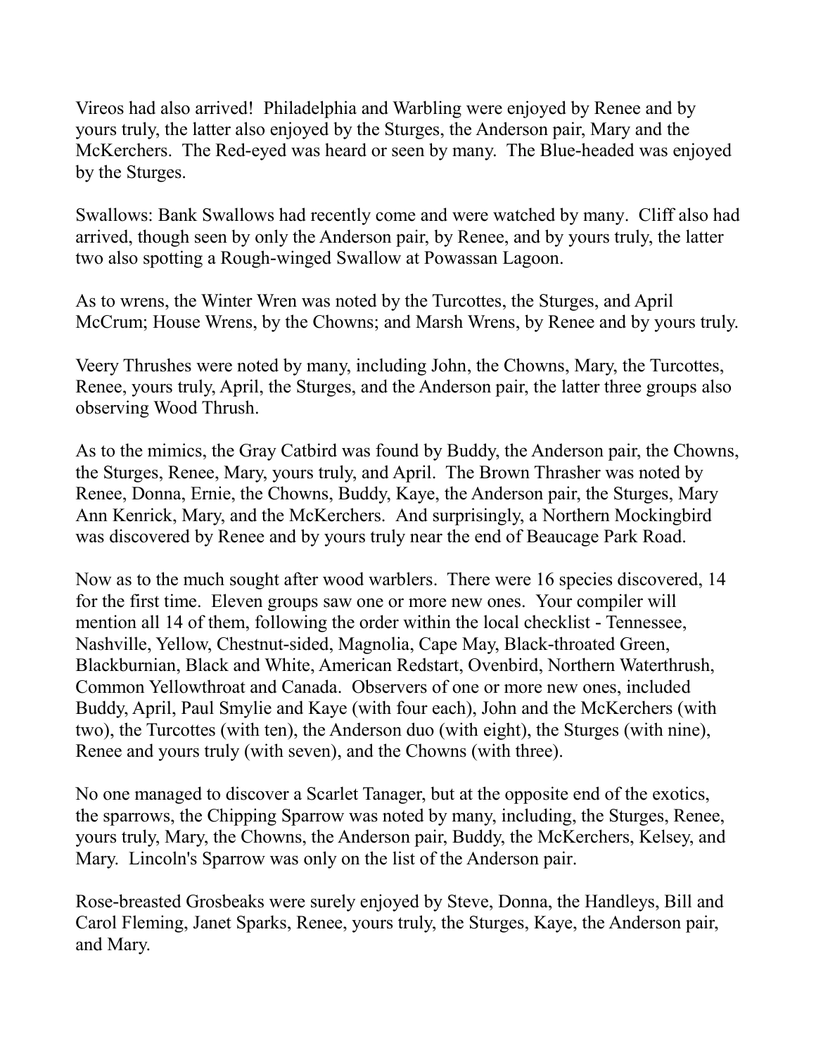Vireos had also arrived! Philadelphia and Warbling were enjoyed by Renee and by yours truly, the latter also enjoyed by the Sturges, the Anderson pair, Mary and the McKerchers. The Red-eyed was heard or seen by many. The Blue-headed was enjoyed by the Sturges.

Swallows: Bank Swallows had recently come and were watched by many. Cliff also had arrived, though seen by only the Anderson pair, by Renee, and by yours truly, the latter two also spotting a Rough-winged Swallow at Powassan Lagoon.

As to wrens, the Winter Wren was noted by the Turcottes, the Sturges, and April McCrum; House Wrens, by the Chowns; and Marsh Wrens, by Renee and by yours truly.

Veery Thrushes were noted by many, including John, the Chowns, Mary, the Turcottes, Renee, yours truly, April, the Sturges, and the Anderson pair, the latter three groups also observing Wood Thrush.

As to the mimics, the Gray Catbird was found by Buddy, the Anderson pair, the Chowns, the Sturges, Renee, Mary, yours truly, and April. The Brown Thrasher was noted by Renee, Donna, Ernie, the Chowns, Buddy, Kaye, the Anderson pair, the Sturges, Mary Ann Kenrick, Mary, and the McKerchers. And surprisingly, a Northern Mockingbird was discovered by Renee and by yours truly near the end of Beaucage Park Road.

Now as to the much sought after wood warblers. There were 16 species discovered, 14 for the first time. Eleven groups saw one or more new ones. Your compiler will mention all 14 of them, following the order within the local checklist - Tennessee, Nashville, Yellow, Chestnut-sided, Magnolia, Cape May, Black-throated Green, Blackburnian, Black and White, American Redstart, Ovenbird, Northern Waterthrush, Common Yellowthroat and Canada. Observers of one or more new ones, included Buddy, April, Paul Smylie and Kaye (with four each), John and the McKerchers (with two), the Turcottes (with ten), the Anderson duo (with eight), the Sturges (with nine), Renee and yours truly (with seven), and the Chowns (with three).

No one managed to discover a Scarlet Tanager, but at the opposite end of the exotics, the sparrows, the Chipping Sparrow was noted by many, including, the Sturges, Renee, yours truly, Mary, the Chowns, the Anderson pair, Buddy, the McKerchers, Kelsey, and Mary. Lincoln's Sparrow was only on the list of the Anderson pair.

Rose-breasted Grosbeaks were surely enjoyed by Steve, Donna, the Handleys, Bill and Carol Fleming, Janet Sparks, Renee, yours truly, the Sturges, Kaye, the Anderson pair, and Mary.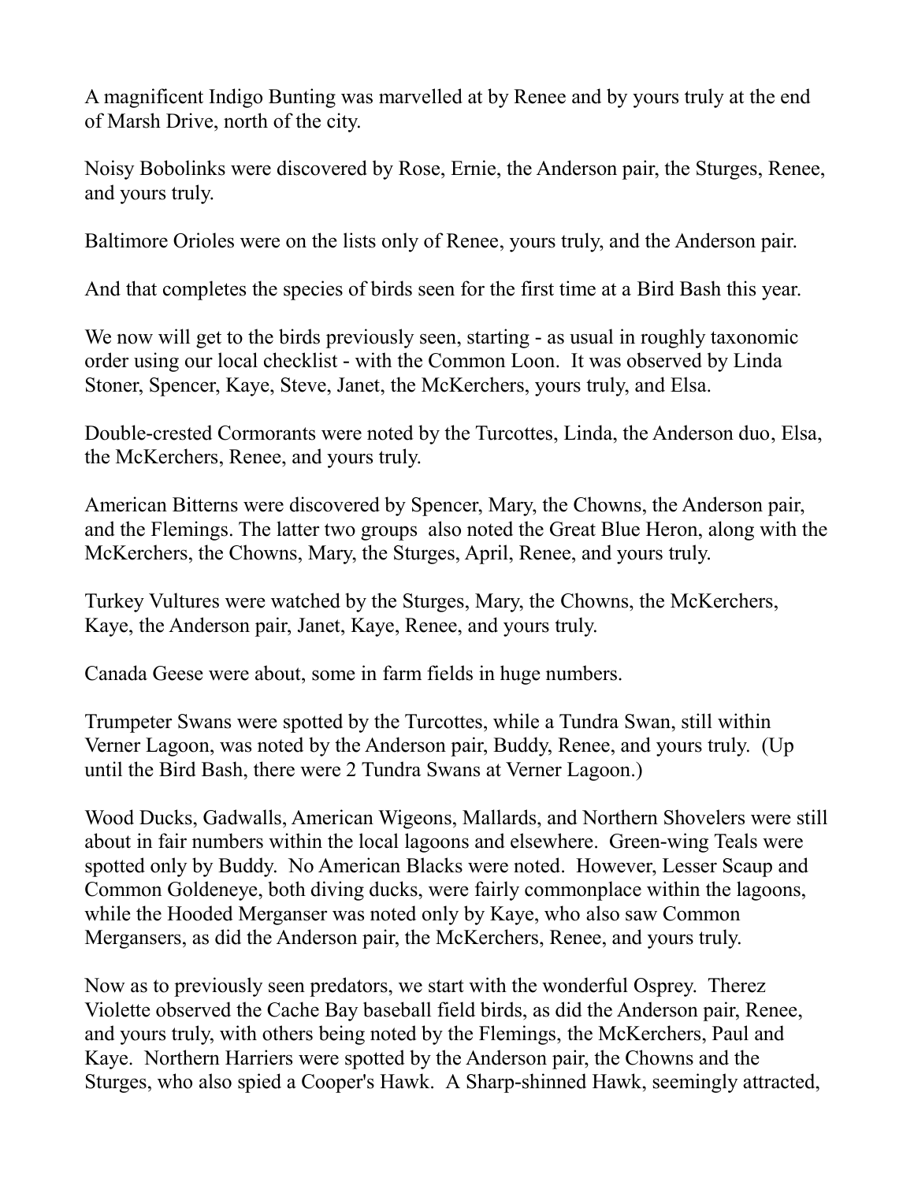A magnificent Indigo Bunting was marvelled at by Renee and by yours truly at the end of Marsh Drive, north of the city.

Noisy Bobolinks were discovered by Rose, Ernie, the Anderson pair, the Sturges, Renee, and yours truly.

Baltimore Orioles were on the lists only of Renee, yours truly, and the Anderson pair.

And that completes the species of birds seen for the first time at a Bird Bash this year.

We now will get to the birds previously seen, starting - as usual in roughly taxonomic order using our local checklist - with the Common Loon. It was observed by Linda Stoner, Spencer, Kaye, Steve, Janet, the McKerchers, yours truly, and Elsa.

Double-crested Cormorants were noted by the Turcottes, Linda, the Anderson duo, Elsa, the McKerchers, Renee, and yours truly.

American Bitterns were discovered by Spencer, Mary, the Chowns, the Anderson pair, and the Flemings. The latter two groups also noted the Great Blue Heron, along with the McKerchers, the Chowns, Mary, the Sturges, April, Renee, and yours truly.

Turkey Vultures were watched by the Sturges, Mary, the Chowns, the McKerchers, Kaye, the Anderson pair, Janet, Kaye, Renee, and yours truly.

Canada Geese were about, some in farm fields in huge numbers.

Trumpeter Swans were spotted by the Turcottes, while a Tundra Swan, still within Verner Lagoon, was noted by the Anderson pair, Buddy, Renee, and yours truly. (Up until the Bird Bash, there were 2 Tundra Swans at Verner Lagoon.)

Wood Ducks, Gadwalls, American Wigeons, Mallards, and Northern Shovelers were still about in fair numbers within the local lagoons and elsewhere. Green-wing Teals were spotted only by Buddy. No American Blacks were noted. However, Lesser Scaup and Common Goldeneye, both diving ducks, were fairly commonplace within the lagoons, while the Hooded Merganser was noted only by Kaye, who also saw Common Mergansers, as did the Anderson pair, the McKerchers, Renee, and yours truly.

Now as to previously seen predators, we start with the wonderful Osprey. Therez Violette observed the Cache Bay baseball field birds, as did the Anderson pair, Renee, and yours truly, with others being noted by the Flemings, the McKerchers, Paul and Kaye. Northern Harriers were spotted by the Anderson pair, the Chowns and the Sturges, who also spied a Cooper's Hawk. A Sharp-shinned Hawk, seemingly attracted,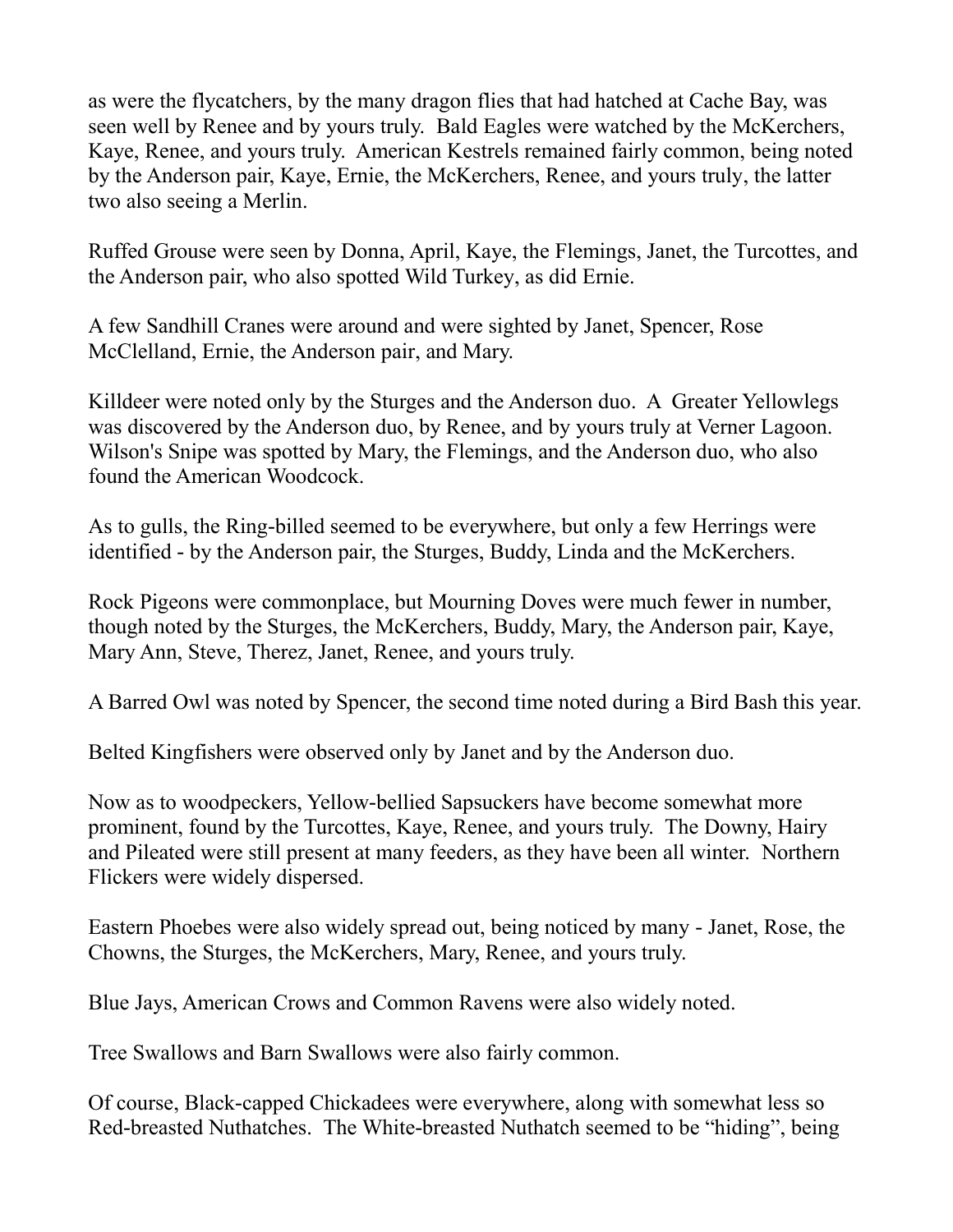as were the flycatchers, by the many dragon flies that had hatched at Cache Bay, was seen well by Renee and by yours truly. Bald Eagles were watched by the McKerchers, Kaye, Renee, and yours truly. American Kestrels remained fairly common, being noted by the Anderson pair, Kaye, Ernie, the McKerchers, Renee, and yours truly, the latter two also seeing a Merlin.

Ruffed Grouse were seen by Donna, April, Kaye, the Flemings, Janet, the Turcottes, and the Anderson pair, who also spotted Wild Turkey, as did Ernie.

A few Sandhill Cranes were around and were sighted by Janet, Spencer, Rose McClelland, Ernie, the Anderson pair, and Mary.

Killdeer were noted only by the Sturges and the Anderson duo. A Greater Yellowlegs was discovered by the Anderson duo, by Renee, and by yours truly at Verner Lagoon. Wilson's Snipe was spotted by Mary, the Flemings, and the Anderson duo, who also found the American Woodcock.

As to gulls, the Ring-billed seemed to be everywhere, but only a few Herrings were identified - by the Anderson pair, the Sturges, Buddy, Linda and the McKerchers.

Rock Pigeons were commonplace, but Mourning Doves were much fewer in number, though noted by the Sturges, the McKerchers, Buddy, Mary, the Anderson pair, Kaye, Mary Ann, Steve, Therez, Janet, Renee, and yours truly.

A Barred Owl was noted by Spencer, the second time noted during a Bird Bash this year.

Belted Kingfishers were observed only by Janet and by the Anderson duo.

Now as to woodpeckers, Yellow-bellied Sapsuckers have become somewhat more prominent, found by the Turcottes, Kaye, Renee, and yours truly. The Downy, Hairy and Pileated were still present at many feeders, as they have been all winter. Northern Flickers were widely dispersed.

Eastern Phoebes were also widely spread out, being noticed by many - Janet, Rose, the Chowns, the Sturges, the McKerchers, Mary, Renee, and yours truly.

Blue Jays, American Crows and Common Ravens were also widely noted.

Tree Swallows and Barn Swallows were also fairly common.

Of course, Black-capped Chickadees were everywhere, along with somewhat less so Red-breasted Nuthatches. The White-breasted Nuthatch seemed to be "hiding", being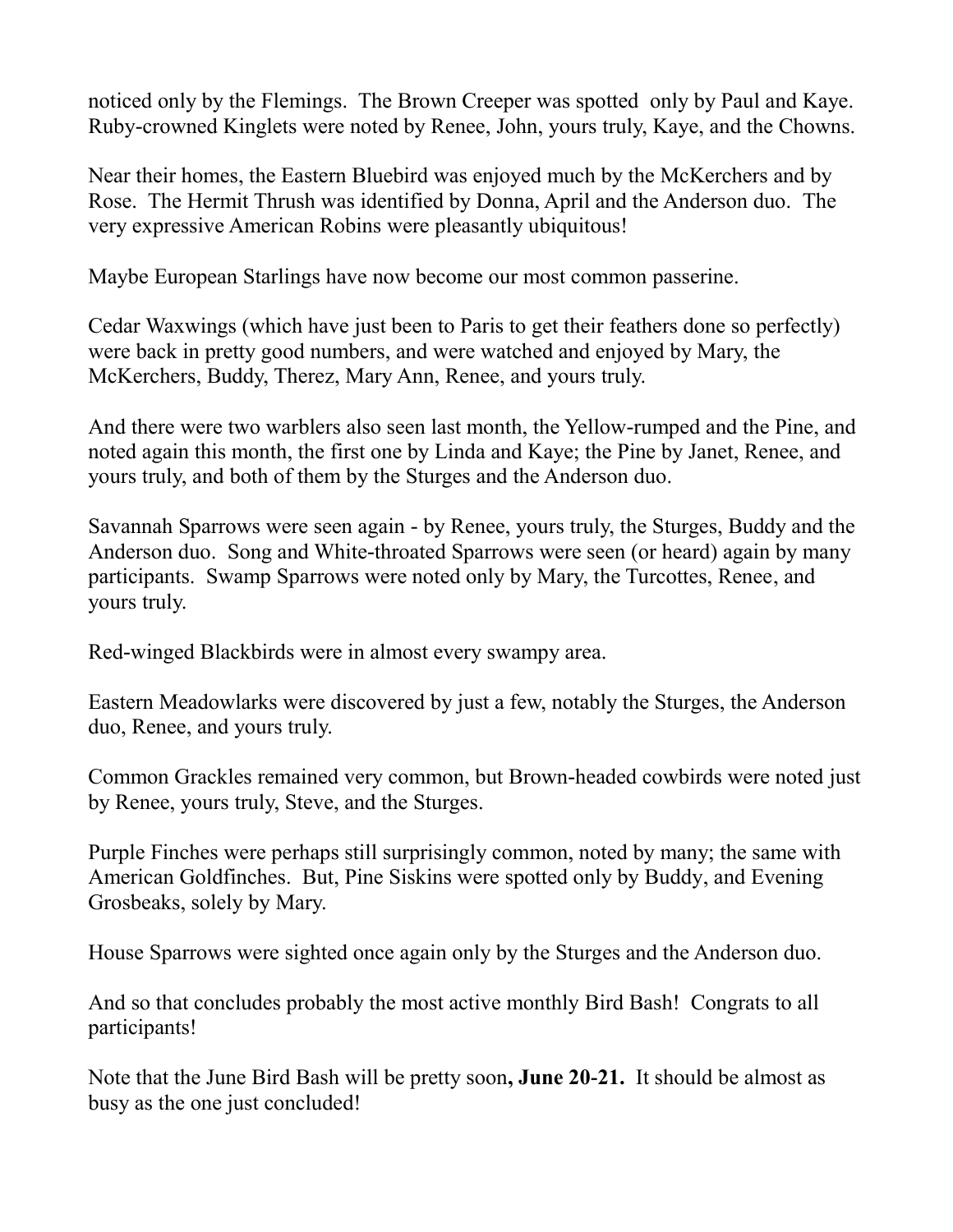noticed only by the Flemings. The Brown Creeper was spotted only by Paul and Kaye. Ruby-crowned Kinglets were noted by Renee, John, yours truly, Kaye, and the Chowns.

Near their homes, the Eastern Bluebird was enjoyed much by the McKerchers and by Rose. The Hermit Thrush was identified by Donna, April and the Anderson duo. The very expressive American Robins were pleasantly ubiquitous!

Maybe European Starlings have now become our most common passerine.

Cedar Waxwings (which have just been to Paris to get their feathers done so perfectly) were back in pretty good numbers, and were watched and enjoyed by Mary, the McKerchers, Buddy, Therez, Mary Ann, Renee, and yours truly.

And there were two warblers also seen last month, the Yellow-rumped and the Pine, and noted again this month, the first one by Linda and Kaye; the Pine by Janet, Renee, and yours truly, and both of them by the Sturges and the Anderson duo.

Savannah Sparrows were seen again - by Renee, yours truly, the Sturges, Buddy and the Anderson duo. Song and White-throated Sparrows were seen (or heard) again by many participants. Swamp Sparrows were noted only by Mary, the Turcottes, Renee, and yours truly.

Red-winged Blackbirds were in almost every swampy area.

Eastern Meadowlarks were discovered by just a few, notably the Sturges, the Anderson duo, Renee, and yours truly.

Common Grackles remained very common, but Brown-headed cowbirds were noted just by Renee, yours truly, Steve, and the Sturges.

Purple Finches were perhaps still surprisingly common, noted by many; the same with American Goldfinches. But, Pine Siskins were spotted only by Buddy, and Evening Grosbeaks, solely by Mary.

House Sparrows were sighted once again only by the Sturges and the Anderson duo.

And so that concludes probably the most active monthly Bird Bash! Congrats to all participants!

Note that the June Bird Bash will be pretty soon**, June 20-21.** It should be almost as busy as the one just concluded!